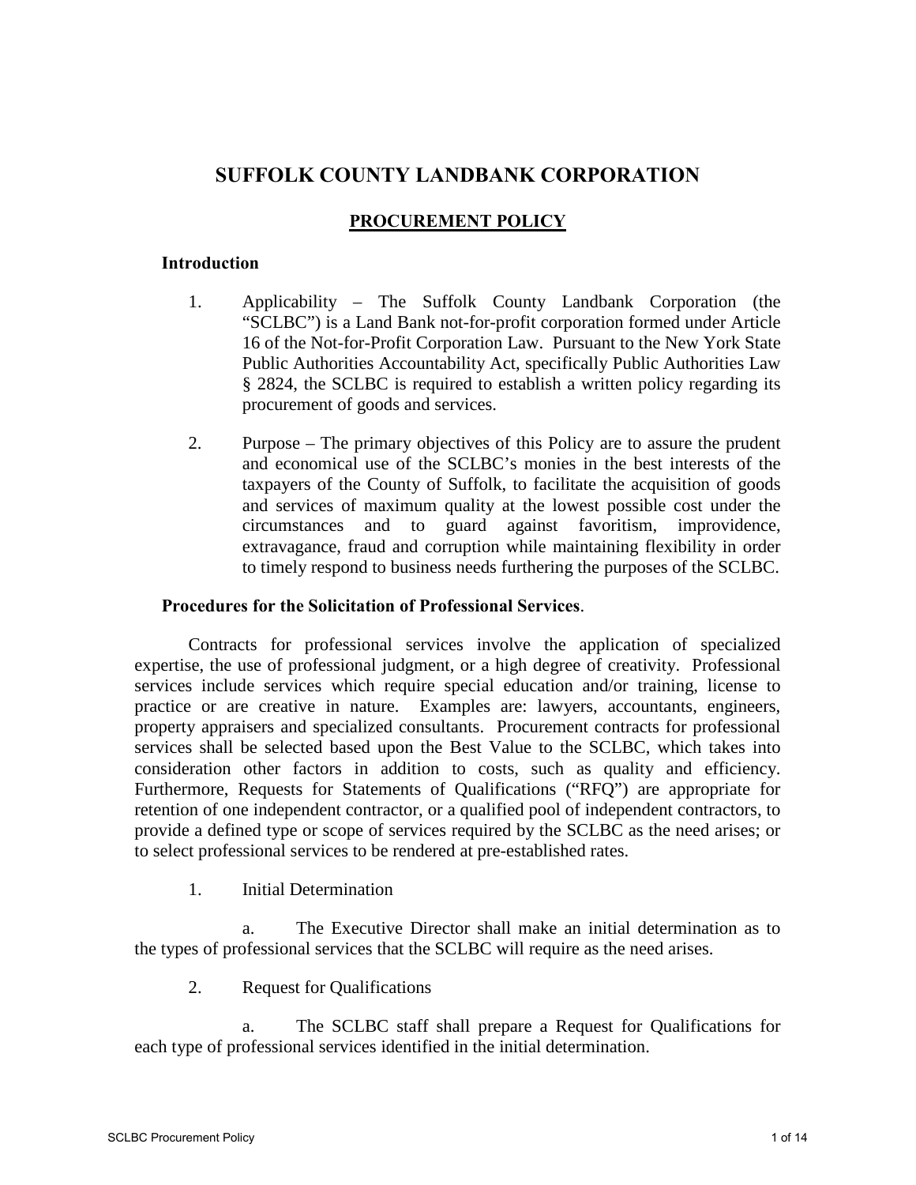# SUFFOLK COUNTY LANDBANK CORPORATION

## PROCUREMENT POLICY

### Introduction

1. Applicability – The Suffolk County Landbank Corporation (the "SCLBC") is a Land Bank not-for-profit corporation formed under Article 16 of the Not-for-Profit Corporation Law. Pursuant to the New York State Public Authorities Accountability Act, specifically Public Authorities Law § 2824, the SCLBC is required to establish a written policy regarding its procurement of goods and services.

2. Purpose – The primary objectives of this Policy are to assure the prudent and economical use of the SCLBC's monies in the best interests of the taxpayers of the County of Suffolk, to facilitate the acquisition of goods and services of maximum quality at the lowest possible cost under the circumstances and to guard against favoritism, improvidence, extravagance, fraud and corruption while maintaining flexibility in order to timely respond to business needs furthering the purposes of the SCLBC.

### Procedures for the Solicitation of Professional Services.

Contracts for professional services involve the application of specialized expertise, the use of professional judgment, or a high degree of creativity. Professional services include services which require special education and/or training, license to practice or are creative in nature. Examples are: lawyers, accountants, engineers, property appraisers and specialized consultants. Procurement contracts for professional services shall be selected based upon the Best Value to the SCLBC, which takes into consideration other factors in addition to costs, such as quality and efficiency. Furthermore, Requests for Statements of Qualifications ("RFQ") are appropriate for retention of one independent contractor, or a qualified pool of independent contractors, to provide a defined type or scope of services required by the SCLBC as the need arises; or to select professional services to be rendered at pre-established rates.

1. Initial Determination

   a. The Executive Director shall make an initial determination as to the types of professional services that the SCLBC will require as the need arises.

2. Request for Qualifications

   a. The SCLBC staff shall prepare a Request for Qualifications for each type of professional services identified in the initial determination.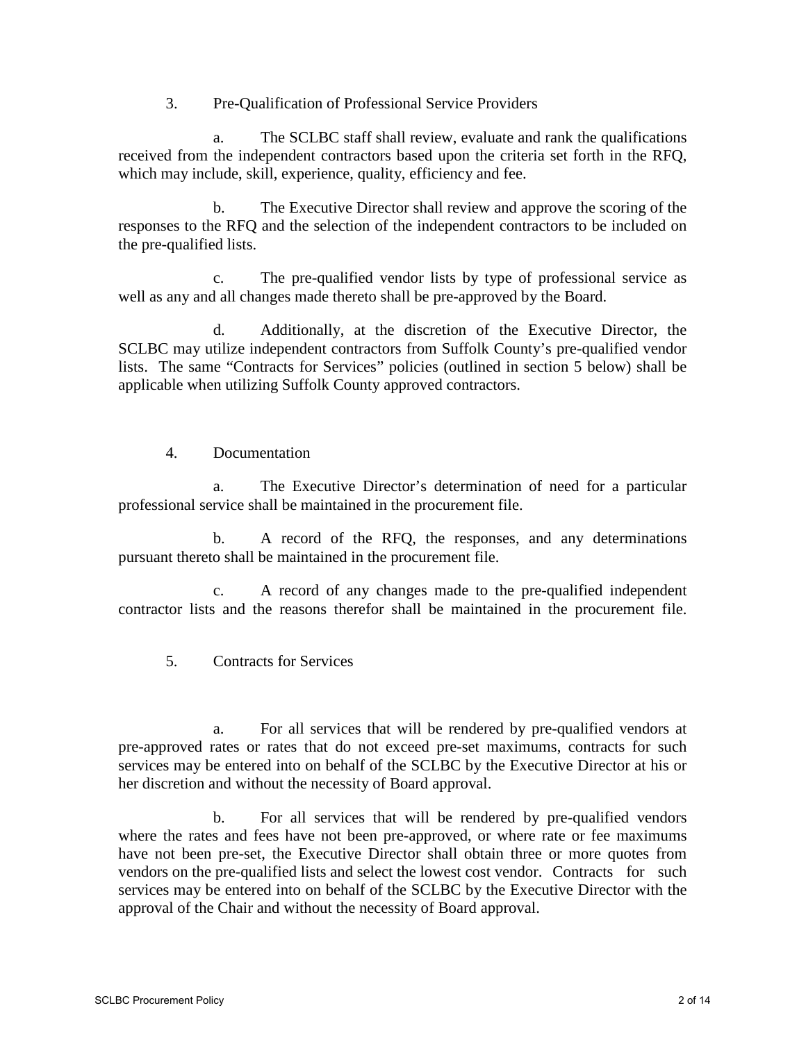3. Pre-Qualification of Professional Service Providers

   a. The SCLBC staff shall review, evaluate and rank the qualifications received from the independent contractors based upon the criteria set forth in the RFQ, which may include, skill, experience, quality, efficiency and fee.

   b. The Executive Director shall review and approve the scoring of the responses to the RFQ and the selection of the independent contractors to be included on the pre-qualified lists.

   c. The pre-qualified vendor lists by type of professional service as well as any and all changes made thereto shall be pre-approved by the Board.

   d. Additionally, at the discretion of the Executive Director, the SCLBC may utilize independent contractors from Suffolk County's pre-qualified vendor lists. The same "Contracts for Services" policies (outlined in section 5 below) shall be applicable when utilizing Suffolk County approved contractors.

4. Documentation

   a. The Executive Director's determination of need for a particular professional service shall be maintained in the procurement file.

   b. A record of the RFQ, the responses, and any determinations pursuant thereto shall be maintained in the procurement file.

   c. A record of any changes made to the pre-qualified independent contractor lists and the reasons therefor shall be maintained in the procurement file.

5. Contracts for Services

   a. For all services that will be rendered by pre-qualified vendors at pre-approved rates or rates that do not exceed pre-set maximums, contracts for such services may be entered into on behalf of the SCLBC by the Executive Director at his or her discretion and without the necessity of Board approval.

   b. For all services that will be rendered by pre-qualified vendors where the rates and fees have not been pre-approved, or where rate or fee maximums have not been pre-set, the Executive Director shall obtain three or more quotes from vendors on the pre-qualified lists and select the lowest cost vendor. Contracts for such services may be entered into on behalf of the SCLBC by the Executive Director with the approval of the Chair and without the necessity of Board approval.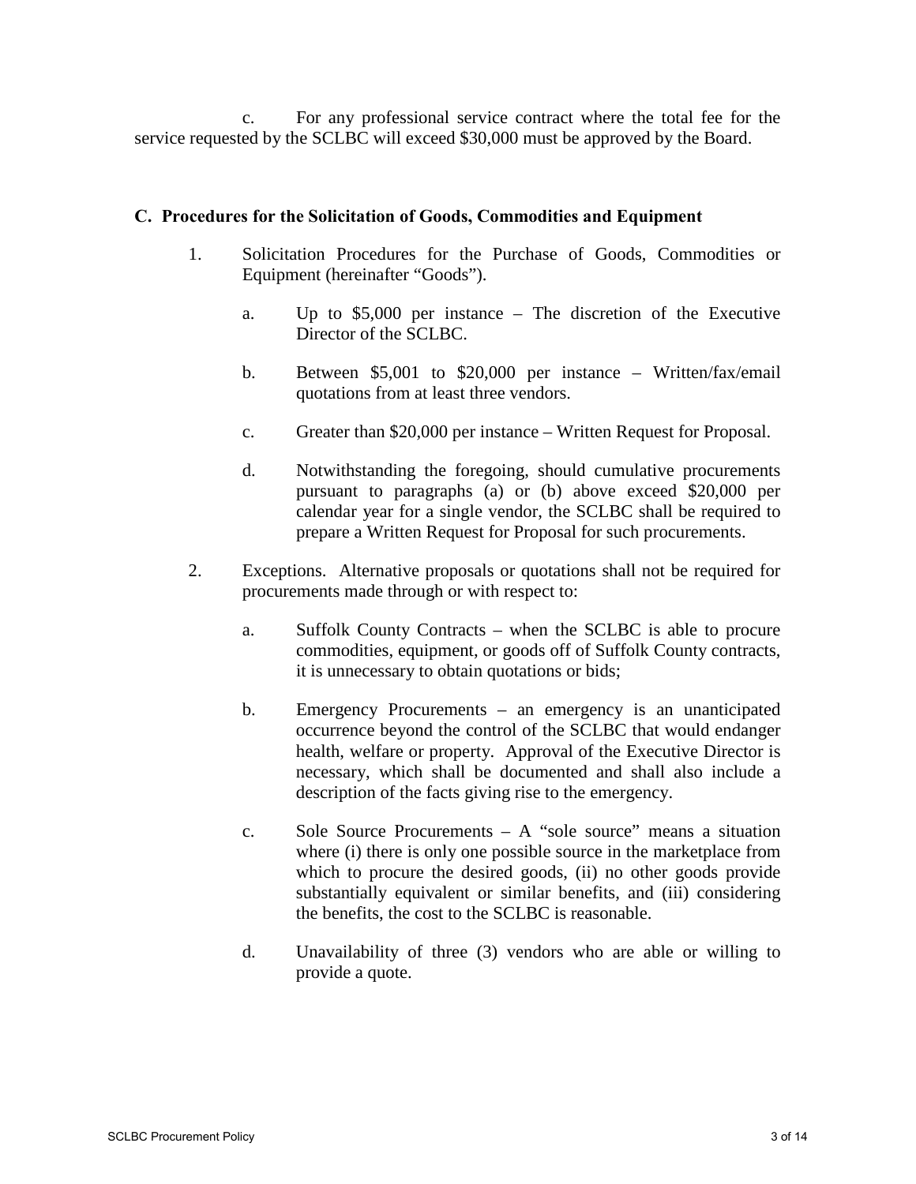c. For any professional service contract where the total fee for the service requested by the SCLBC will exceed $30,000 must be approved by the Board.

**C. Procedures for the Solicitation of Goods, Commodities and Equipment**

1. Solicitation Procedures for the Purchase of Goods, Commodities or Equipment (hereinafter "Goods").

   a. Up to $5,000 per instance – The discretion of the Executive Director of the SCLBC.

   b. Between $5,001 to $20,000 per instance – Written/fax/email quotations from at least three vendors.

   c. Greater than $20,000 per instance – Written Request for Proposal.

   d. Notwithstanding the foregoing, should cumulative procurements pursuant to paragraphs (a) or (b) above exceed $20,000 per calendar year for a single vendor, the SCLBC shall be required to prepare a Written Request for Proposal for such procurements.

2. Exceptions. Alternative proposals or quotations shall not be required for procurements made through or with respect to:

   a. Suffolk County Contracts – when the SCLBC is able to procure commodities, equipment, or goods off of Suffolk County contracts, it is unnecessary to obtain quotations or bids;

   b. Emergency Procurements – an emergency is an unanticipated occurrence beyond the control of the SCLBC that would endanger health, welfare or property. Approval of the Executive Director is necessary, which shall be documented and shall also include a description of the facts giving rise to the emergency.

   c. Sole Source Procurements – A "sole source" means a situation where (i) there is only one possible source in the marketplace from which to procure the desired goods, (ii) no other goods provide substantially equivalent or similar benefits, and (iii) considering the benefits, the cost to the SCLBC is reasonable.

   d. Unavailability of three (3) vendors who are able or willing to provide a quote.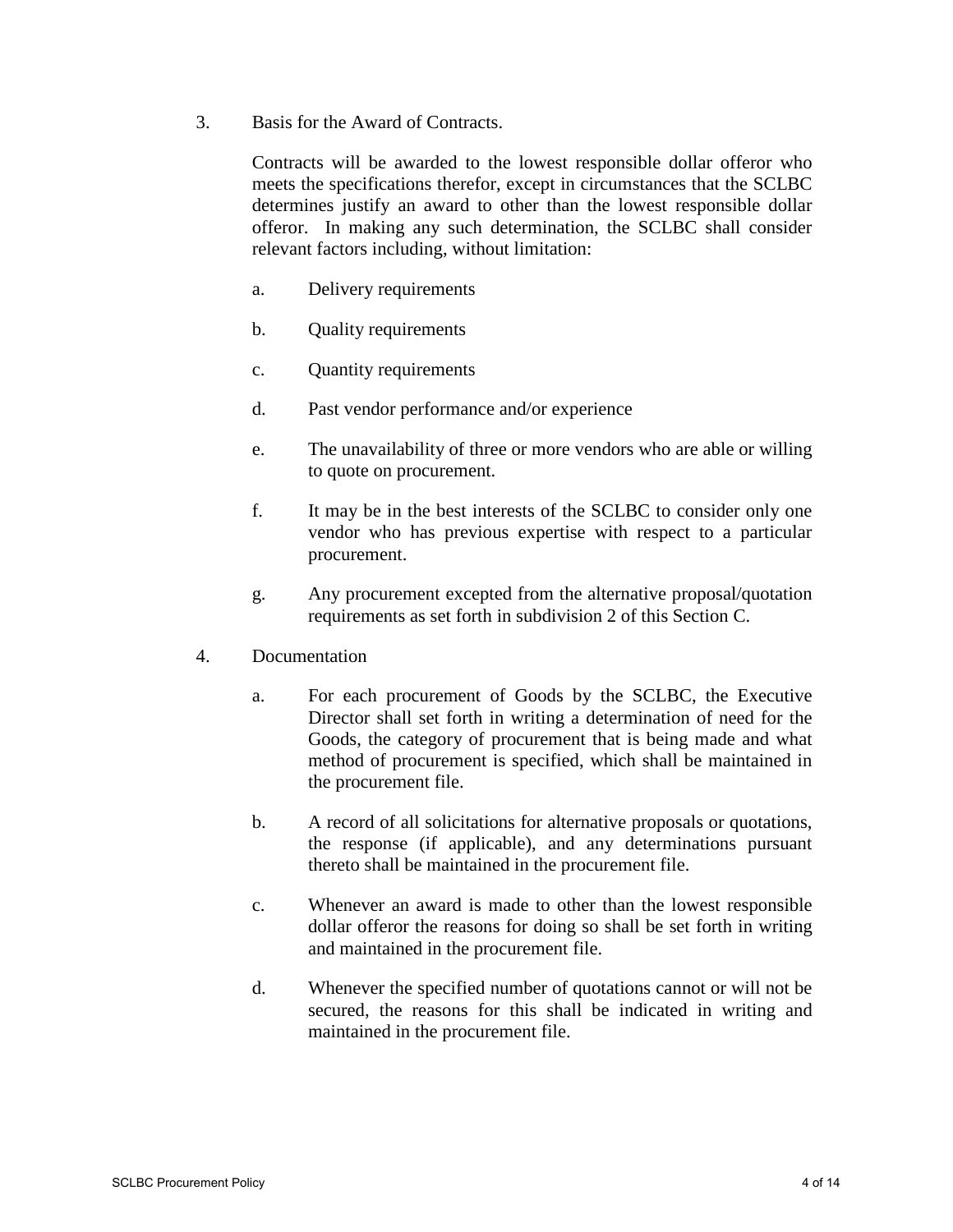3. Basis for the Award of Contracts.

   Contracts will be awarded to the lowest responsible dollar offeror who meets the specifications therefor, except in circumstances that the SCLBC determines justify an award to other than the lowest responsible dollar offeror. In making any such determination, the SCLBC shall consider relevant factors including, without limitation:

   a. Delivery requirements

   b. Quality requirements

   c. Quantity requirements

   d. Past vendor performance and/or experience

   e. The unavailability of three or more vendors who are able or willing to quote on procurement.

   f. It may be in the best interests of the SCLBC to consider only one vendor who has previous expertise with respect to a particular procurement.

   g. Any procurement excepted from the alternative proposal/quotation requirements as set forth in subdivision 2 of this Section C.

4. Documentation

   a. For each procurement of Goods by the SCLBC, the Executive Director shall set forth in writing a determination of need for the Goods, the category of procurement that is being made and what method of procurement is specified, which shall be maintained in the procurement file.

   b. A record of all solicitations for alternative proposals or quotations, the response (if applicable), and any determinations pursuant thereto shall be maintained in the procurement file.

   c. Whenever an award is made to other than the lowest responsible dollar offeror the reasons for doing so shall be set forth in writing and maintained in the procurement file.

   d. Whenever the specified number of quotations cannot or will not be secured, the reasons for this shall be indicated in writing and maintained in the procurement file.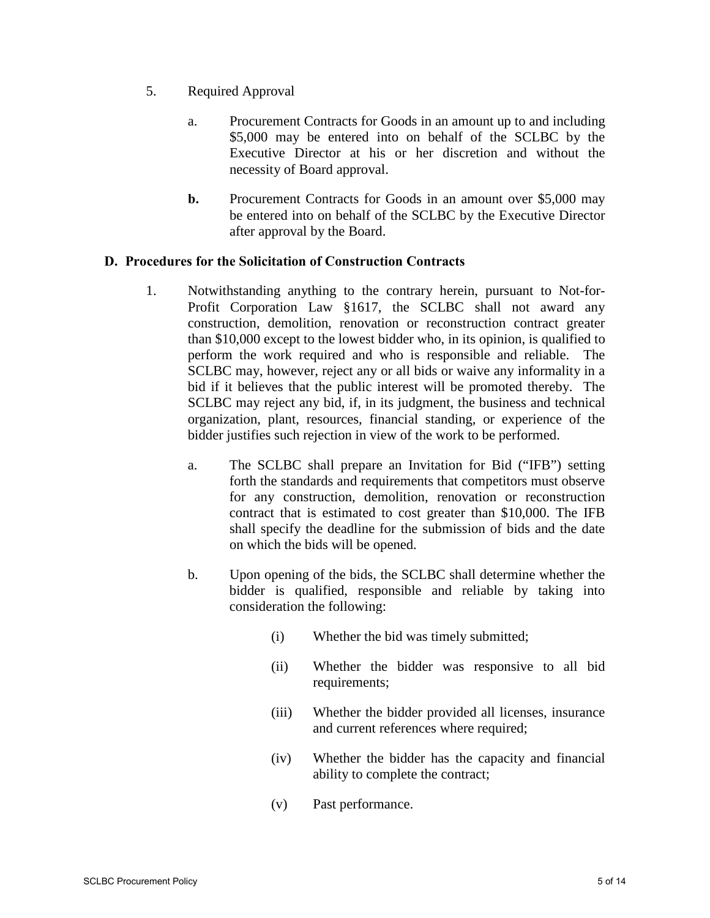5. Required Approval

   a. Procurement Contracts for Goods in an amount up to and including $5,000 may be entered into on behalf of the SCLBC by the Executive Director at his or her discretion and without the necessity of Board approval.

   **b.** Procurement Contracts for Goods in an amount over $5,000 may be entered into on behalf of the SCLBC by the Executive Director after approval by the Board.

**D. Procedures for the Solicitation of Construction Contracts**

1. Notwithstanding anything to the contrary herein, pursuant to Not-for-Profit Corporation Law §1617, the SCLBC shall not award any construction, demolition, renovation or reconstruction contract greater than $10,000 except to the lowest bidder who, in its opinion, is qualified to perform the work required and who is responsible and reliable. The SCLBC may, however, reject any or all bids or waive any informality in a bid if it believes that the public interest will be promoted thereby. The SCLBC may reject any bid, if, in its judgment, the business and technical organization, plant, resources, financial standing, or experience of the bidder justifies such rejection in view of the work to be performed.

   a. The SCLBC shall prepare an Invitation for Bid ("IFB") setting forth the standards and requirements that competitors must observe for any construction, demolition, renovation or reconstruction contract that is estimated to cost greater than $10,000. The IFB shall specify the deadline for the submission of bids and the date on which the bids will be opened.

   b. Upon opening of the bids, the SCLBC shall determine whether the bidder is qualified, responsible and reliable by taking into consideration the following:

      (i) Whether the bid was timely submitted;

      (ii) Whether the bidder was responsive to all bid requirements;

      (iii) Whether the bidder provided all licenses, insurance and current references where required;

      (iv) Whether the bidder has the capacity and financial ability to complete the contract;

      (v) Past performance.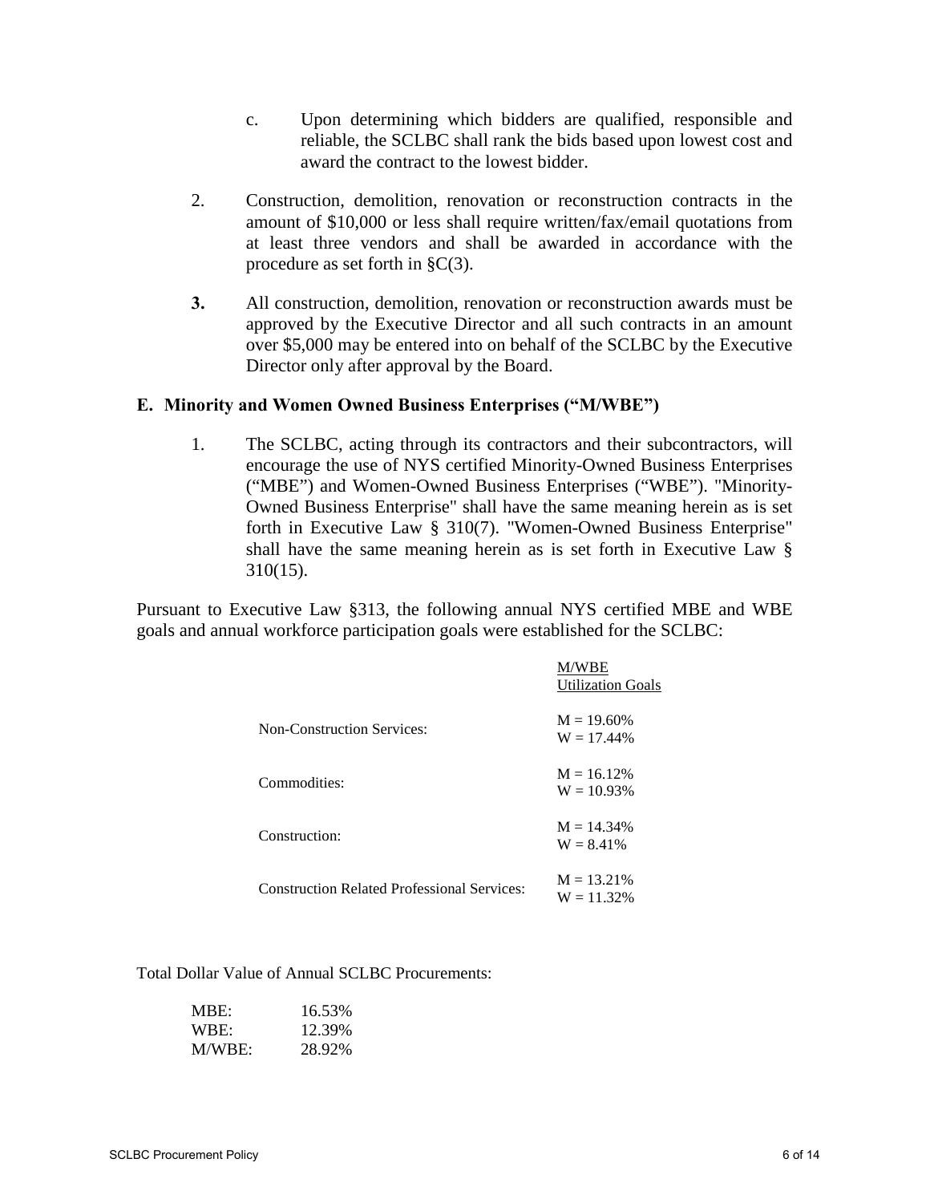c. Upon determining which bidders are qualified, responsible and reliable, the SCLBC shall rank the bids based upon lowest cost and award the contract to the lowest bidder.

2. Construction, demolition, renovation or reconstruction contracts in the amount of $10,000 or less shall require written/fax/email quotations from at least three vendors and shall be awarded in accordance with the procedure as set forth in §C(3).

**3.** All construction, demolition, renovation or reconstruction awards must be approved by the Executive Director and all such contracts in an amount over $5,000 may be entered into on behalf of the SCLBC by the Executive Director only after approval by the Board.

### E. Minority and Women Owned Business Enterprises ("M/WBE")

1. The SCLBC, acting through its contractors and their subcontractors, will encourage the use of NYS certified Minority-Owned Business Enterprises ("MBE") and Women-Owned Business Enterprises ("WBE"). "Minority-Owned Business Enterprise" shall have the same meaning herein as is set forth in Executive Law § 310(7). "Women-Owned Business Enterprise" shall have the same meaning herein as is set forth in Executive Law § 310(15).

Pursuant to Executive Law §313, the following annual NYS certified MBE and WBE goals and annual workforce participation goals were established for the SCLBC:

| | M/WBE Utilization Goals |
|---|---|
| Non-Construction Services: | M = 19.60%<br>W = 17.44% |
| Commodities: | M = 16.12%<br>W = 10.93% |
| Construction: | M = 14.34%<br>W = 8.41% |
| Construction Related Professional Services: | M = 13.21%<br>W = 11.32% |

Total Dollar Value of Annual SCLBC Procurements:

| | |
|---|---|
| MBE: | 16.53% |
| WBE: | 12.39% |
| M/WBE: | 28.92% |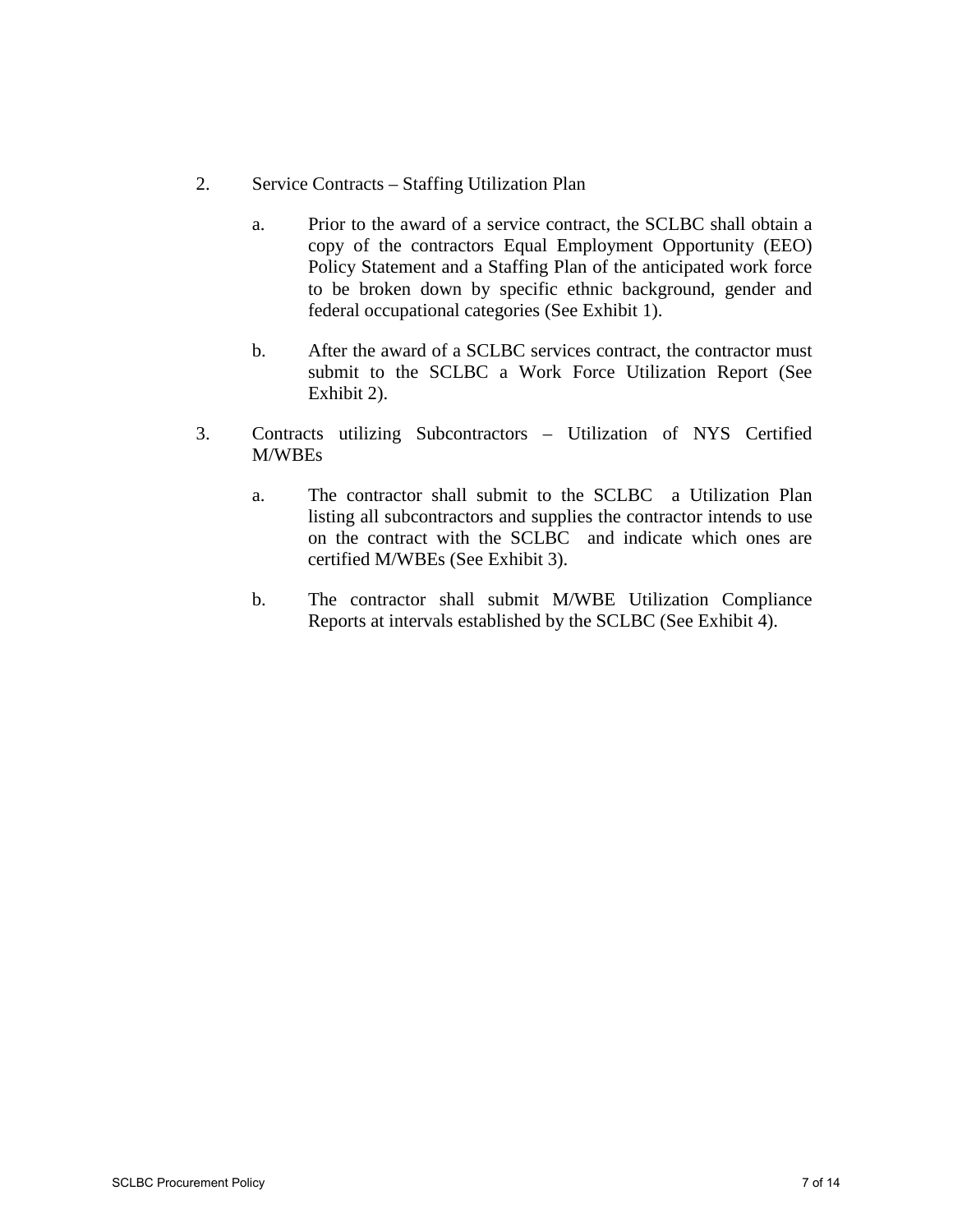2. Service Contracts – Staffing Utilization Plan

   a. Prior to the award of a service contract, the SCLBC shall obtain a copy of the contractors Equal Employment Opportunity (EEO) Policy Statement and a Staffing Plan of the anticipated work force to be broken down by specific ethnic background, gender and federal occupational categories (See Exhibit 1).

   b. After the award of a SCLBC services contract, the contractor must submit to the SCLBC a Work Force Utilization Report (See Exhibit 2).

3. Contracts utilizing Subcontractors – Utilization of NYS Certified M/WBEs

   a. The contractor shall submit to the SCLBC a Utilization Plan listing all subcontractors and supplies the contractor intends to use on the contract with the SCLBC and indicate which ones are certified M/WBEs (See Exhibit 3).

   b. The contractor shall submit M/WBE Utilization Compliance Reports at intervals established by the SCLBC (See Exhibit 4).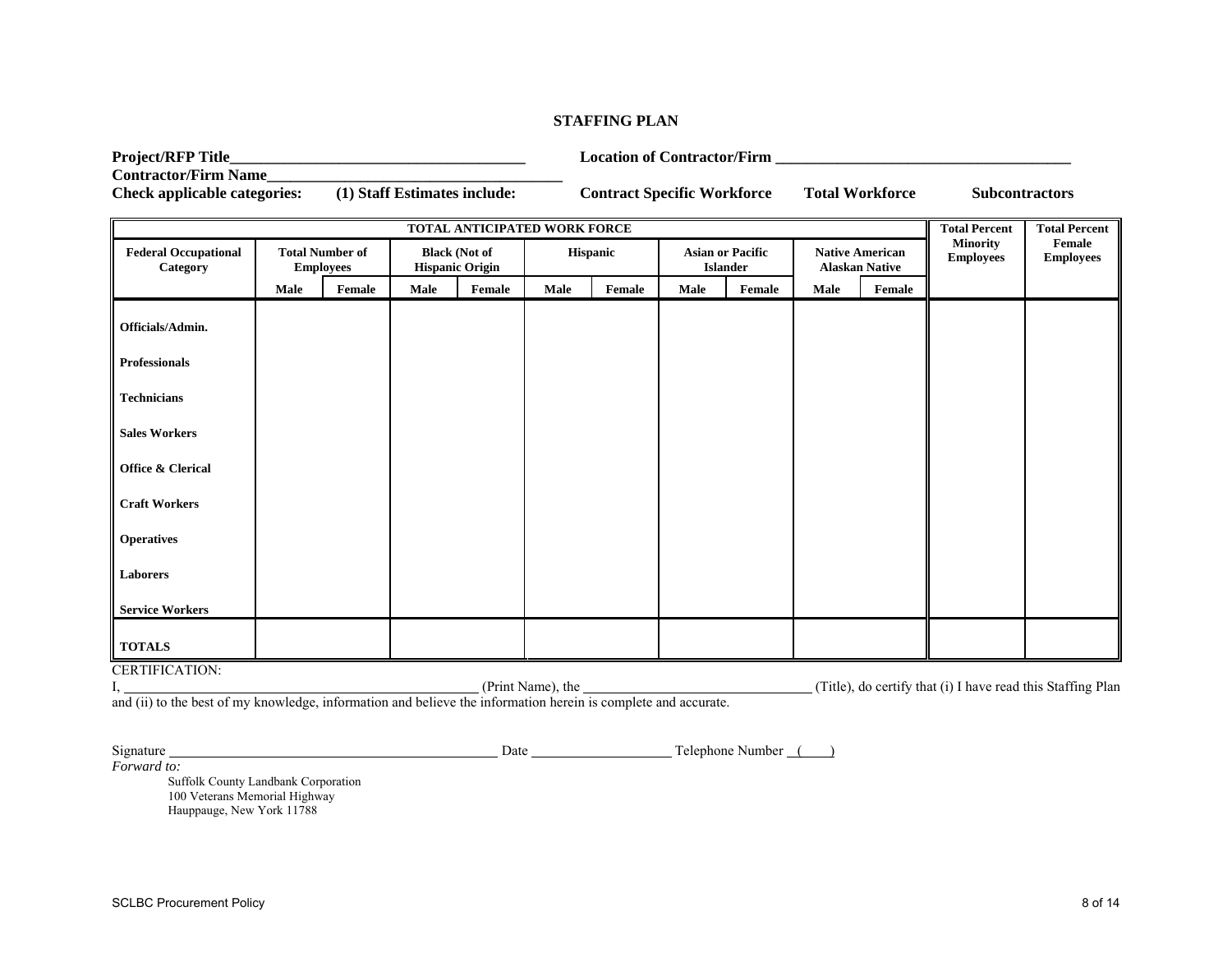# STAFFING PLAN

**Project/RFP Title**\_\_\_\_\_\_\_\_\_\_\_\_\_\_\_\_\_\_\_\_\_\_\_\_\_\_\_\_\_\_\_\_\_\_\_\_\_\_ **Location of Contractor/Firm** \_\_\_\_\_\_\_\_\_\_\_\_\_\_\_\_\_\_\_\_\_\_\_\_\_\_\_\_\_\_\_\_\_\_\_\_\_\_

**Contractor/Firm Name**\_\_\_\_\_\_\_\_\_\_\_\_\_\_\_\_\_\_\_\_\_\_\_\_\_\_\_\_\_\_\_\_\_\_\_\_\_\_

**Check applicable categories:** **(1) Staff Estimates include:** **Contract Specific Workforce** **Total Workforce** **Subcontractors**

| TOTAL ANTICIPATED WORK FORCE | | | | | | | | | | | Total Percent Minority Employees | Total Percent Female Employees |
|---|---|---|---|---|---|---|---|---|---|---|---|---|
| **Federal Occupational Category** | **Total Number of Employees** | | **Black (Not of Hispanic Origin** | | **Hispanic** | | **Asian or Pacific Islander** | | **Native American Alaskan Native** | | | |
| | **Male** | **Female** | **Male** | **Female** | **Male** | **Female** | **Male** | **Female** | **Male** | **Female** | | |
| **Officials/Admin.** | | | | | | | | | | | | |
| **Professionals** | | | | | | | | | | | | |
| **Technicians** | | | | | | | | | | | | |
| **Sales Workers** | | | | | | | | | | | | |
| **Office & Clerical** | | | | | | | | | | | | |
| **Craft Workers** | | | | | | | | | | | | |
| **Operatives** | | | | | | | | | | | | |
| **Laborers** | | | | | | | | | | | | |
| **Service Workers** | | | | | | | | | | | | |
| **TOTALS** | | | | | | | | | | | | |

CERTIFICATION:

I, \_\_\_\_\_\_\_\_\_\_\_\_\_\_\_\_\_\_\_\_\_\_\_\_\_\_\_\_\_\_\_\_\_\_\_\_\_\_ (Print Name), the \_\_\_\_\_\_\_\_\_\_\_\_\_\_\_\_\_\_\_\_\_\_\_\_\_\_ (Title), do certify that (i) I have read this Staffing Plan and (ii) to the best of my knowledge, information and believe the information herein is complete and accurate.

Signature \_\_\_\_\_\_\_\_\_\_\_\_\_\_\_\_\_\_\_\_\_\_\_\_\_\_\_\_\_\_\_\_\_\_\_\_\_\_ Date \_\_\_\_\_\_\_\_\_\_\_\_\_\_\_\_ Telephone Number (\_\_\_\_)

*Forward to:*

Suffolk County Landbank Corporation
100 Veterans Memorial Highway
Hauppauge, New York 11788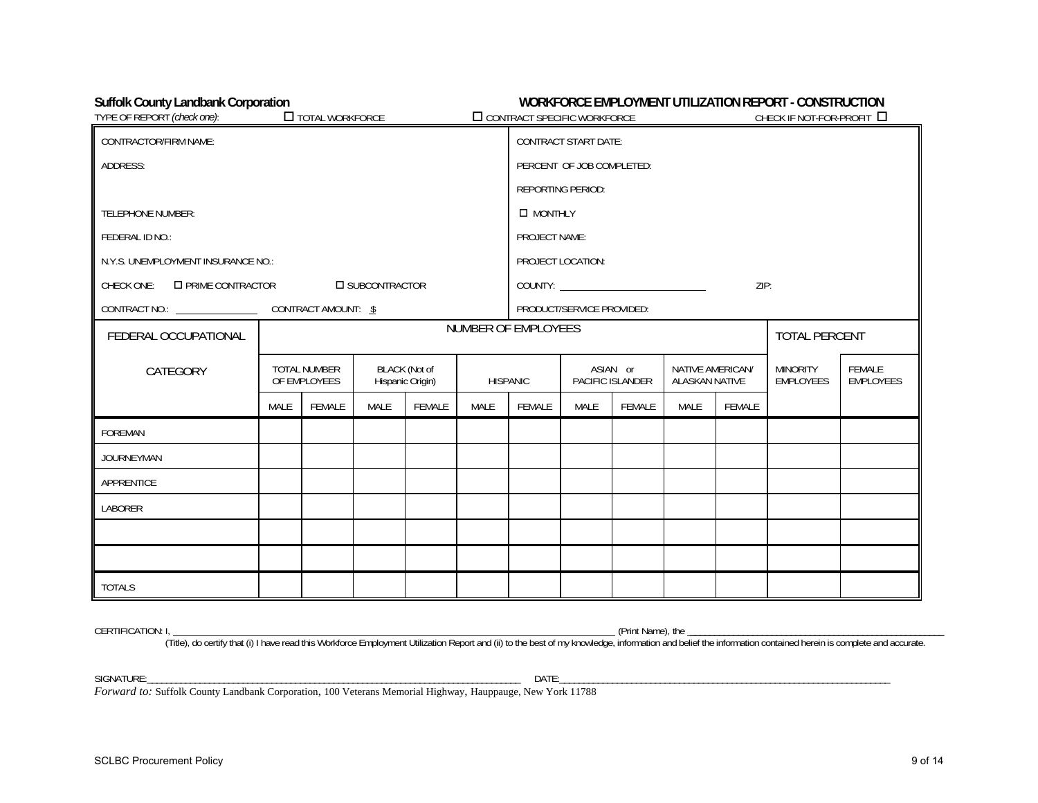**Suffolk County Landbank Corporation**

**WORKFORCE EMPLOYMENT UTILIZATION REPORT - CONSTRUCTION**

TYPE OF REPORT *(check one)*: ☐ TOTAL WORKFORCE ☐ CONTRACT SPECIFIC WORKFORCE CHECK IF NOT-FOR-PROFIT ☐

| | |
|---|---|
| CONTRACTOR/FIRM NAME: | CONTRACT START DATE: |
| ADDRESS: | PERCENT OF JOB COMPLETED: |
| | REPORTING PERIOD: |
| TELEPHONE NUMBER: | ☐ MONTHLY |
| FEDERAL ID NO.: | PROJECT NAME: |
| N.Y.S. UNEMPLOYMENT INSURANCE NO.: | PROJECT LOCATION: |
| CHECK ONE: ☐ PRIME CONTRACTOR ☐ SUBCONTRACTOR | COUNTY: ______________ ZIP: |
| CONTRACT NO.: ________ CONTRACT AMOUNT: $ | PRODUCT/SERVICE PROVIDED: |

| FEDERAL OCCUPATIONAL CATEGORY | NUMBER OF EMPLOYEES | | | | | | | | | | TOTAL PERCENT | |
|---|---|---|---|---|---|---|---|---|---|---|---|---|
| | TOTAL NUMBER OF EMPLOYEES | | BLACK (Not of Hispanic Origin) | | HISPANIC | | ASIAN or PACIFIC ISLANDER | | NATIVE AMERICAN/ ALASKAN NATIVE | | MINORITY EMPLOYEES | FEMALE EMPLOYEES |
| | MALE | FEMALE | MALE | FEMALE | MALE | FEMALE | MALE | FEMALE | MALE | FEMALE | | |
| FOREMAN | | | | | | | | | | | | |
| JOURNEYMAN | | | | | | | | | | | | |
| APPRENTICE | | | | | | | | | | | | |
| LABORER | | | | | | | | | | | | |
| | | | | | | | | | | | | |
| | | | | | | | | | | | | |
| TOTALS | | | | | | | | | | | | |

CERTIFICATION: I, ________________________________________ (Print Name), the ________________________________________ (Title), do certify that (i) I have read this Workforce Employment Utilization Report and (ii) to the best of my knowledge, information and belief the information contained herein is complete and accurate.

SIGNATURE:________________________________________ DATE:________________________________________

*Forward to:* Suffolk County Landbank Corporation, 100 Veterans Memorial Highway, Hauppauge, New York 11788

SCLBC Procurement Policy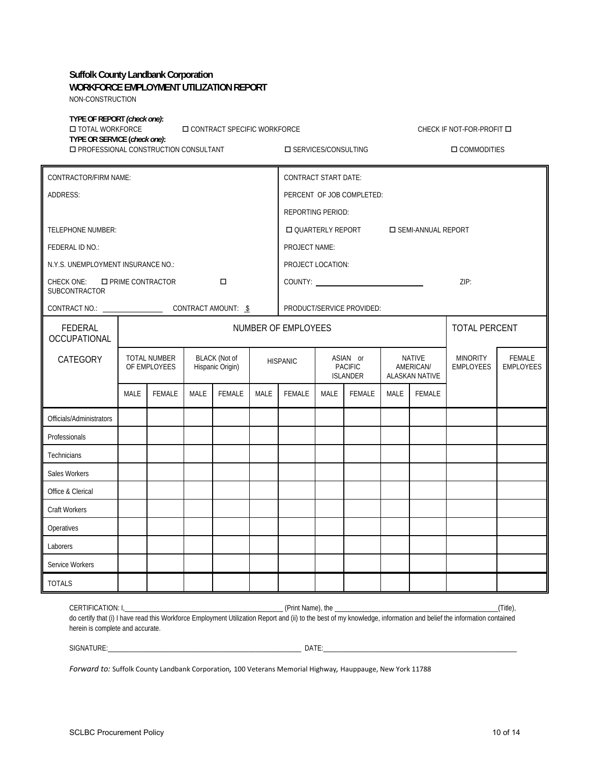**Suffolk County Landbank Corporation**
**WORKFORCE EMPLOYMENT UTILIZATION REPORT**
NON-CONSTRUCTION

**TYPE OF REPORT *(check one)*:**
☐ TOTAL WORKFORCE ☐ CONTRACT SPECIFIC WORKFORCE CHECK IF NOT-FOR-PROFIT ☐

**TYPE OR SERVICE (*check one)*:**
☐ PROFESSIONAL CONSTRUCTION CONSULTANT ☐ SERVICES/CONSULTING ☐ COMMODITIES

| | |
|---|---|
| CONTRACTOR/FIRM NAME: | CONTRACT START DATE: |
| ADDRESS: | PERCENT OF JOB COMPLETED: |
| | REPORTING PERIOD: |
| TELEPHONE NUMBER: | ☐ QUARTERLY REPORT ☐ SEMI-ANNUAL REPORT |
| FEDERAL ID NO.: | PROJECT NAME: |
| N.Y.S. UNEMPLOYMENT INSURANCE NO.: | PROJECT LOCATION: |
| CHECK ONE: ☐ PRIME CONTRACTOR ☐ SUBCONTRACTOR | COUNTY: ____________________ ZIP: |
| CONTRACT NO.: ____________ CONTRACT AMOUNT: $ | PRODUCT/SERVICE PROVIDED: |

| FEDERAL OCCUPATIONAL CATEGORY | NUMBER OF EMPLOYEES | | | | | | | | | | TOTAL PERCENT | |
|---|---|---|---|---|---|---|---|---|---|---|---|---|
| | TOTAL NUMBER OF EMPLOYEES | | BLACK (Not of Hispanic Origin) | | HISPANIC | | ASIAN or PACIFIC ISLANDER | | NATIVE AMERICAN/ ALASKAN NATIVE | | MINORITY EMPLOYEES | FEMALE EMPLOYEES |
| | MALE | FEMALE | MALE | FEMALE | MALE | FEMALE | MALE | FEMALE | MALE | FEMALE | | |
| Officials/Administrators | | | | | | | | | | | | |
| Professionals | | | | | | | | | | | | |
| Technicians | | | | | | | | | | | | |
| Sales Workers | | | | | | | | | | | | |
| Office & Clerical | | | | | | | | | | | | |
| Craft Workers | | | | | | | | | | | | |
| Operatives | | | | | | | | | | | | |
| Laborers | | | | | | | | | | | | |
| Service Workers | | | | | | | | | | | | |
| TOTALS | | | | | | | | | | | | |

CERTIFICATION: I, ________________________________________ (Print Name), the ________________________________________ (Title), do certify that (i) I have read this Workforce Employment Utilization Report and (ii) to the best of my knowledge, information and belief the information contained herein is complete and accurate.

SIGNATURE: ________________________________________ DATE: ________________________________________

*Forward to:* Suffolk County Landbank Corporation, 100 Veterans Memorial Highway, Hauppauge, New York 11788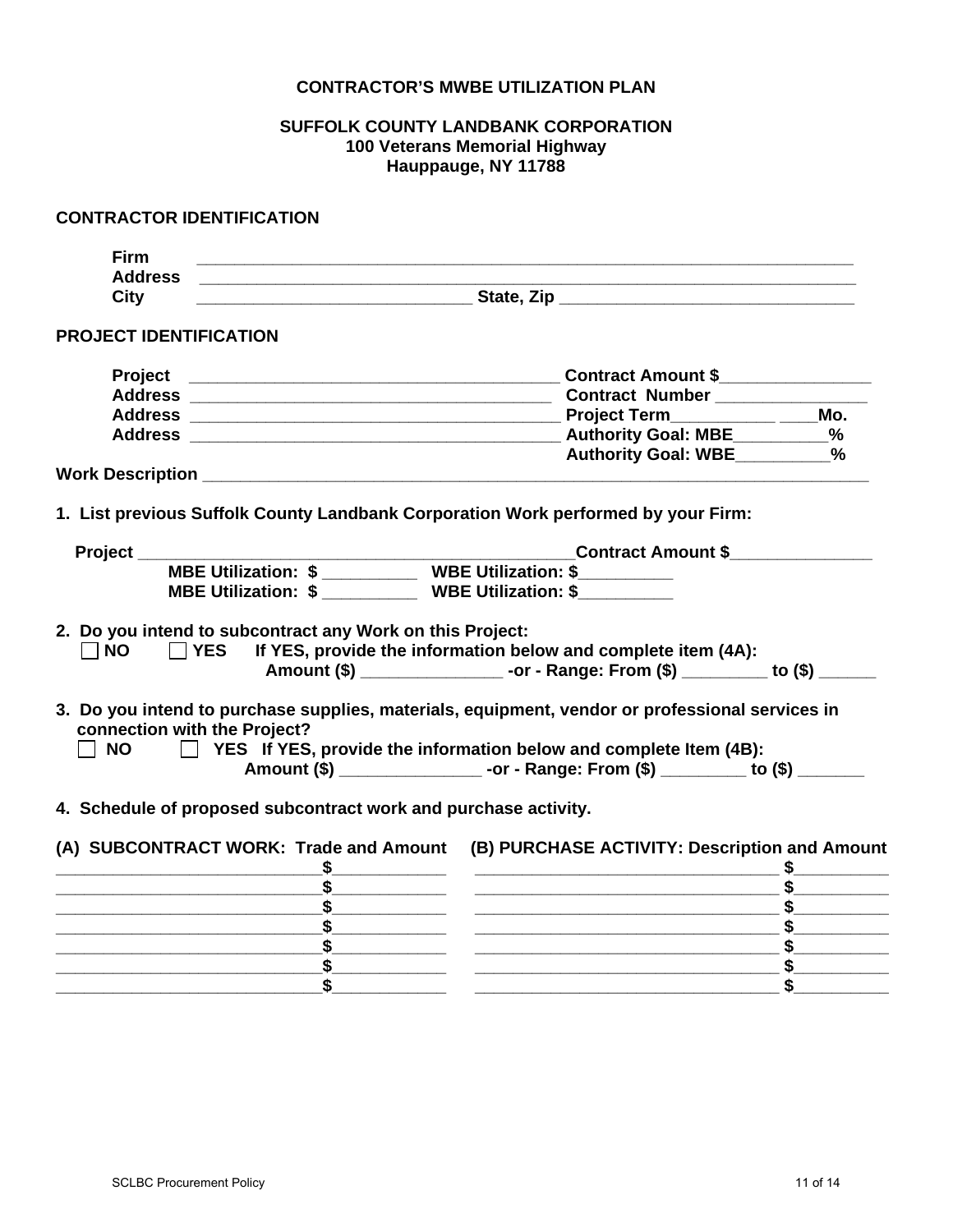**CONTRACTOR'S MWBE UTILIZATION PLAN**

**SUFFOLK COUNTY LANDBANK CORPORATION**
**100 Veterans Memorial Highway**
**Hauppauge, NY 11788**

**CONTRACTOR IDENTIFICATION**

**Firm** ______________________________________________________________________
**Address** ______________________________________________________________________
**City** _____________________________ **State, Zip** ______________________________

**PROJECT IDENTIFICATION**

**Project** ________________________________________ **Contract Amount $**________________
**Address** ________________________________________ **Contract Number** ________________
**Address** ________________________________________ **Project Term**___________ ____**Mo.**
**Address** ________________________________________ **Authority Goal: MBE**__________**%**
**Authority Goal: WBE**__________**%**
**Work Description** ______________________________________________________________________

**1. List previous Suffolk County Landbank Corporation Work performed by your Firm:**

**Project** ______________________________________________**Contract Amount $**_______________
**MBE Utilization: $** __________ **WBE Utilization: $**__________
**MBE Utilization: $** __________ **WBE Utilization: $**__________

**2. Do you intend to subcontract any Work on this Project:**
☐ **NO** ☐ **YES** **If YES, provide the information below and complete item (4A):**
**Amount ($)** _______________ **-or - Range: From ($)** _________ **to ($)** ______

**3. Do you intend to purchase supplies, materials, equipment, vendor or professional services in connection with the Project?**
☐ **NO** ☐ **YES** **If YES, provide the information below and complete Item (4B):**
**Amount ($)** _______________ **-or - Range: From ($)** _________ **to ($)** _______

**4. Schedule of proposed subcontract work and purchase activity.**

| (A) SUBCONTRACT WORK: Trade and Amount | | (B) PURCHASE ACTIVITY: Description and Amount | |
|---|---|---|---|
| ____________________________ | $____________ | ________________________________ | $__________ |
| ____________________________ | $____________ | ________________________________ | $__________ |
| ____________________________ | $____________ | ________________________________ | $__________ |
| ____________________________ | $____________ | ________________________________ | $__________ |
| ____________________________ | $____________ | ________________________________ | $__________ |
| ____________________________ | $____________ | ________________________________ | $__________ |
| ____________________________ | $____________ | ________________________________ | $__________ |

SCLBC Procurement Policy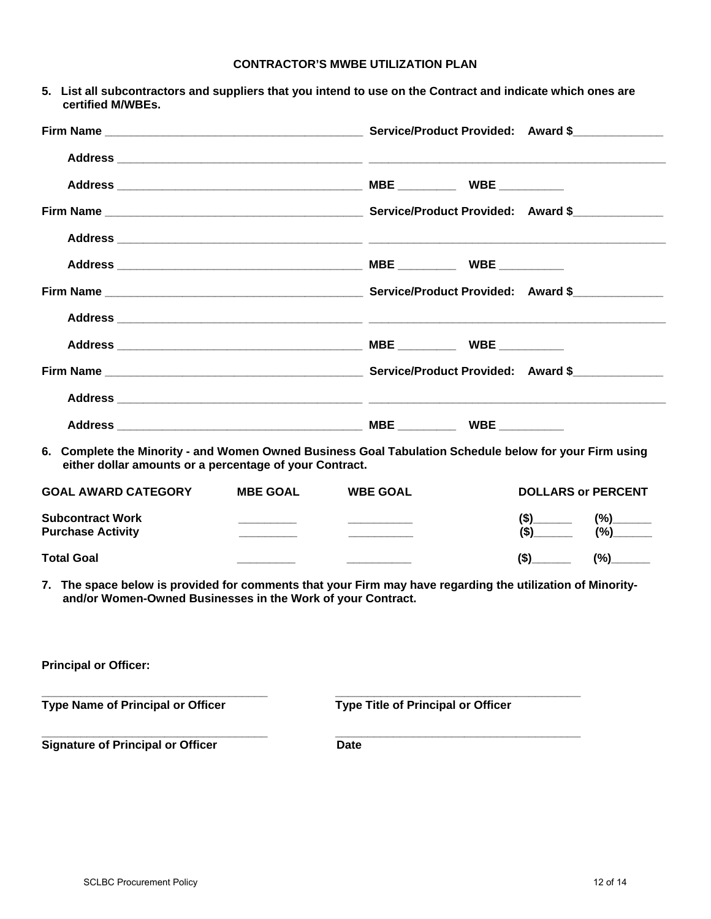## CONTRACTOR'S MWBE UTILIZATION PLAN

**5. List all subcontractors and suppliers that you intend to use on the Contract and indicate which ones are certified M/WBEs.**

**Firm Name** ________________________________________ **Service/Product Provided: Award $**______________

**Address** ______________________________________ _______________________________________________

**Address** ______________________________________ **MBE** _________ **WBE** __________

**Firm Name** ________________________________________ **Service/Product Provided: Award $**______________

**Address** ______________________________________ _______________________________________________

**Address** ______________________________________ **MBE** _________ **WBE** __________

**Firm Name** ________________________________________ **Service/Product Provided: Award $**______________

**Address** ______________________________________ _______________________________________________

**Address** ______________________________________ **MBE** _________ **WBE** __________

**Firm Name** ________________________________________ **Service/Product Provided: Award $**______________

**Address** ______________________________________ _______________________________________________

**Address** ______________________________________ **MBE** _________ **WBE** __________

**6. Complete the Minority - and Women Owned Business Goal Tabulation Schedule below for your Firm using either dollar amounts or a percentage of your Contract.**

| GOAL AWARD CATEGORY | MBE GOAL | WBE GOAL | DOLLARS or PERCENT | |
|---|---|---|---|---|
| Subcontract Work | _________ | __________ | ($)______ | (%)______ |
| Purchase Activity | _________ | __________ | ($)______ | (%)______ |
| Total Goal | _________ | __________ | ($)______ | (%)______ |

**7. The space below is provided for comments that your Firm may have regarding the utilization of Minority- and/or Women-Owned Businesses in the Work of your Contract.**

**Principal or Officer:**

____________________________________ ________________________________________

**Type Name of Principal or Officer** **Type Title of Principal or Officer**

____________________________________ ________________________________________

**Signature of Principal or Officer** **Date**

SCLBC Procurement Policy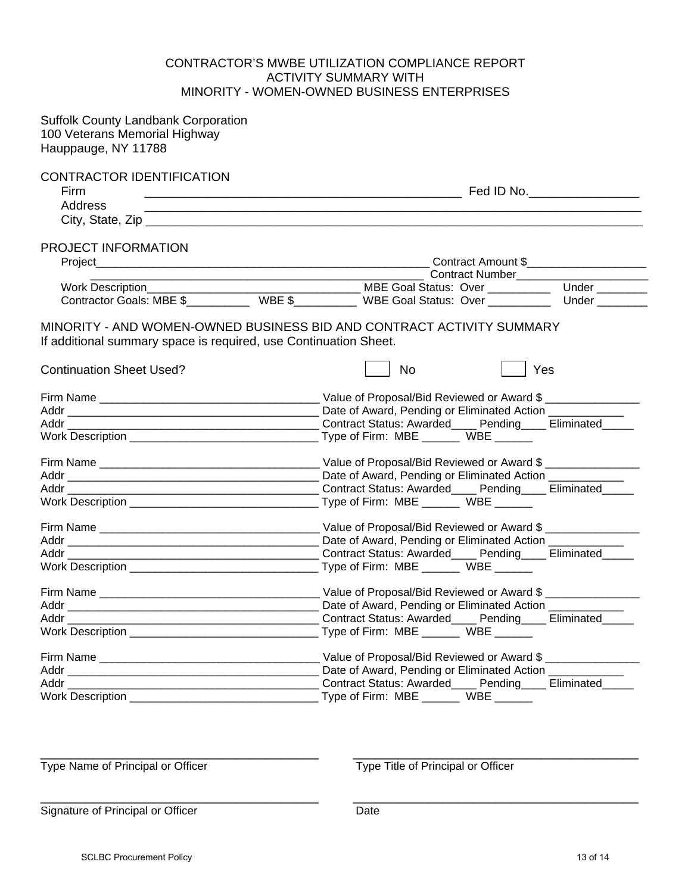CONTRACTOR'S MWBE UTILIZATION COMPLIANCE REPORT
ACTIVITY SUMMARY WITH
MINORITY - WOMEN-OWNED BUSINESS ENTERPRISES

Suffolk County Landbank Corporation
100 Veterans Memorial Highway
Hauppauge, NY 11788

CONTRACTOR IDENTIFICATION

Firm ______________________________________________ Fed ID No.________________

Address ________________________________________________________________________

City, State, Zip ________________________________________________________________

PROJECT INFORMATION

Project______________________________________________ Contract Amount $___________________

______________________________________________ Contract Number_____________________

Work Description_______________________________ MBE Goal Status: Over __________ Under ________

Contractor Goals: MBE $__________ WBE $__________ WBE Goal Status: Over __________ Under ________

MINORITY - AND WOMEN-OWNED BUSINESS BID AND CONTRACT ACTIVITY SUMMARY
If additional summary space is required, use Continuation Sheet.

Continuation Sheet Used? ☐ No ☐ Yes

Firm Name ________________________________ Value of Proposal/Bid Reviewed or Award $ _______________
Addr ____________________________________ Date of Award, Pending or Eliminated Action ____________
Addr ____________________________________ Contract Status: Awarded____ Pending____ Eliminated_____
Work Description ____________________________ Type of Firm: MBE ______ WBE ______

Firm Name ________________________________ Value of Proposal/Bid Reviewed or Award $ _______________
Addr ____________________________________ Date of Award, Pending or Eliminated Action ____________
Addr ____________________________________ Contract Status: Awarded____ Pending____ Eliminated_____
Work Description ____________________________ Type of Firm: MBE ______ WBE ______

Firm Name ________________________________ Value of Proposal/Bid Reviewed or Award $ _______________
Addr ____________________________________ Date of Award, Pending or Eliminated Action ____________
Addr ____________________________________ Contract Status: Awarded____ Pending____ Eliminated_____
Work Description ____________________________ Type of Firm: MBE ______ WBE ______

Firm Name ________________________________ Value of Proposal/Bid Reviewed or Award $ _______________
Addr ____________________________________ Date of Award, Pending or Eliminated Action ____________
Addr ____________________________________ Contract Status: Awarded____ Pending____ Eliminated_____
Work Description ____________________________ Type of Firm: MBE ______ WBE ______

Firm Name ________________________________ Value of Proposal/Bid Reviewed or Award $ _______________
Addr ____________________________________ Date of Award, Pending or Eliminated Action ____________
Addr ____________________________________ Contract Status: Awarded____ Pending____ Eliminated_____
Work Description ____________________________ Type of Firm: MBE ______ WBE ______

________________________________________ ________________________________________
Type Name of Principal or Officer Type Title of Principal or Officer

________________________________________ ________________________________________
Signature of Principal or Officer Date

SCLBC Procurement Policy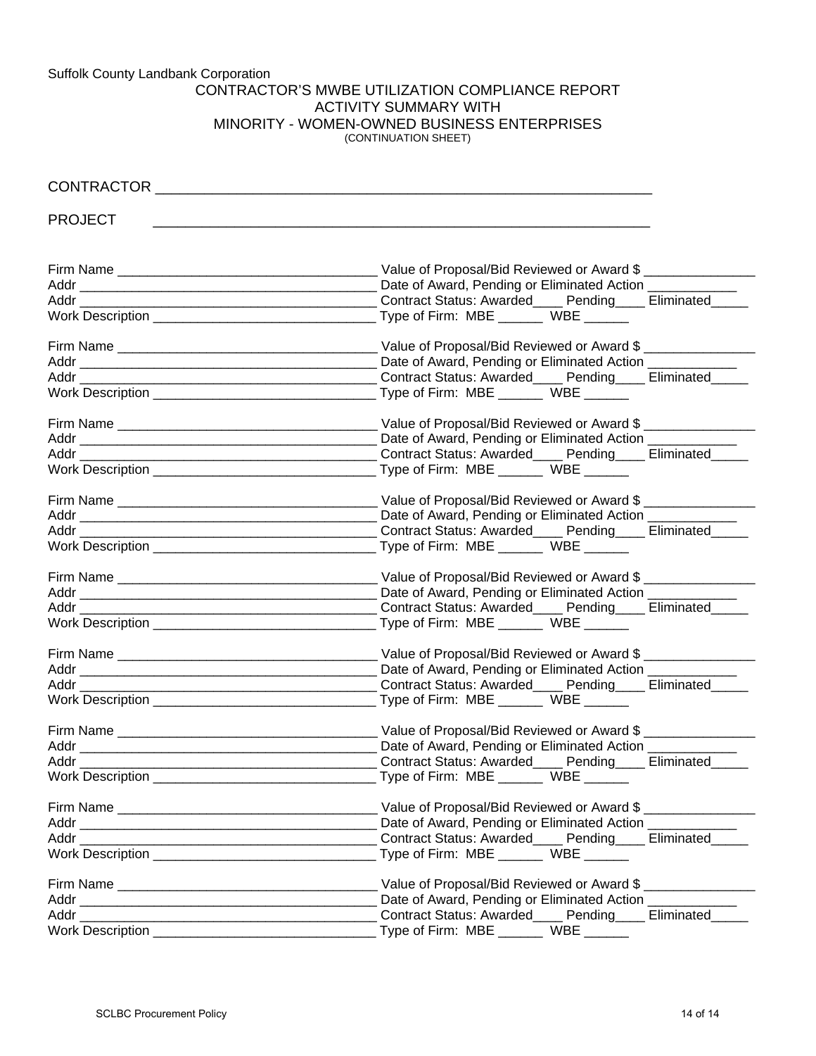Suffolk County Landbank Corporation

# CONTRACTOR'S MWBE UTILIZATION COMPLIANCE REPORT
## ACTIVITY SUMMARY WITH
## MINORITY - WOMEN-OWNED BUSINESS ENTERPRISES
(CONTINUATION SHEET)

CONTRACTOR ____________________________________________________________

PROJECT ____________________________________________________________

Firm Name ___________________________________ Value of Proposal/Bid Reviewed or Award $ _______________
Addr _______________________________________ Date of Award, Pending or Eliminated Action ____________
Addr _______________________________________ Contract Status: Awarded____ Pending____ Eliminated_____
Work Description ______________________________ Type of Firm: MBE ______ WBE ______

Firm Name ___________________________________ Value of Proposal/Bid Reviewed or Award $ _______________
Addr _______________________________________ Date of Award, Pending or Eliminated Action ____________
Addr _______________________________________ Contract Status: Awarded____ Pending____ Eliminated_____
Work Description ______________________________ Type of Firm: MBE ______ WBE ______

Firm Name ___________________________________ Value of Proposal/Bid Reviewed or Award $ _______________
Addr _______________________________________ Date of Award, Pending or Eliminated Action ____________
Addr _______________________________________ Contract Status: Awarded____ Pending____ Eliminated_____
Work Description ______________________________ Type of Firm: MBE ______ WBE ______

Firm Name ___________________________________ Value of Proposal/Bid Reviewed or Award $ _______________
Addr _______________________________________ Date of Award, Pending or Eliminated Action ____________
Addr _______________________________________ Contract Status: Awarded____ Pending____ Eliminated_____
Work Description ______________________________ Type of Firm: MBE ______ WBE ______

Firm Name ___________________________________ Value of Proposal/Bid Reviewed or Award $ _______________
Addr _______________________________________ Date of Award, Pending or Eliminated Action ____________
Addr _______________________________________ Contract Status: Awarded____ Pending____ Eliminated_____
Work Description ______________________________ Type of Firm: MBE ______ WBE ______

Firm Name ___________________________________ Value of Proposal/Bid Reviewed or Award $ _______________
Addr _______________________________________ Date of Award, Pending or Eliminated Action ____________
Addr _______________________________________ Contract Status: Awarded____ Pending____ Eliminated_____
Work Description ______________________________ Type of Firm: MBE ______ WBE ______

Firm Name ___________________________________ Value of Proposal/Bid Reviewed or Award $ _______________
Addr _______________________________________ Date of Award, Pending or Eliminated Action ____________
Addr _______________________________________ Contract Status: Awarded____ Pending____ Eliminated_____
Work Description ______________________________ Type of Firm: MBE ______ WBE ______

Firm Name ___________________________________ Value of Proposal/Bid Reviewed or Award $ _______________
Addr _______________________________________ Date of Award, Pending or Eliminated Action ____________
Addr _______________________________________ Contract Status: Awarded____ Pending____ Eliminated_____
Work Description ______________________________ Type of Firm: MBE ______ WBE ______

Firm Name ___________________________________ Value of Proposal/Bid Reviewed or Award $ _______________
Addr _______________________________________ Date of Award, Pending or Eliminated Action ____________
Addr _______________________________________ Contract Status: Awarded____ Pending____ Eliminated_____
Work Description ______________________________ Type of Firm: MBE ______ WBE ______